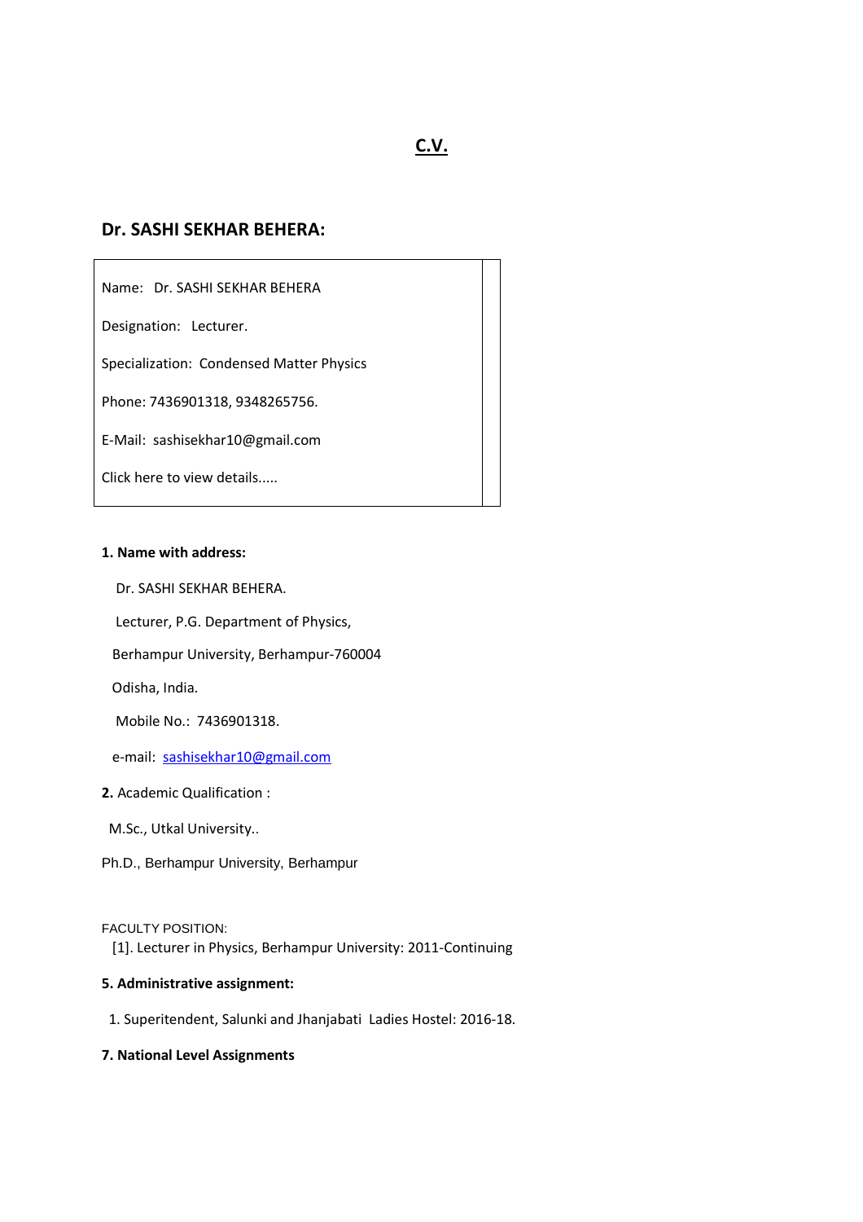# C.V.

## Dr. SASHI SEKHAR BEHERA:

| |
|---|
| Name: Dr. SASHI SEKHAR BEHERA |
| Designation: Lecturer. |
| Specialization: Condensed Matter Physics |
| Phone: 7436901318, 9348265756. |
| E-Mail: sashisekhar10@gmail.com |
| Click here to view details..... |

**1. Name with address:**

Dr. SASHI SEKHAR BEHERA.

Lecturer, P.G. Department of Physics,

Berhampur University, Berhampur-760004

Odisha, India.

Mobile No.: 7436901318.

e-mail: sashisekhar10@gmail.com

**2.** Academic Qualification :

M.Sc., Utkal University..

Ph.D., Berhampur University, Berhampur

FACULTY POSITION:

[1]. Lecturer in Physics, Berhampur University: 2011-Continuing

**5. Administrative assignment:**

1. Superitendent, Salunki and Jhanjabati Ladies Hostel: 2016-18.

**7. National Level Assignments**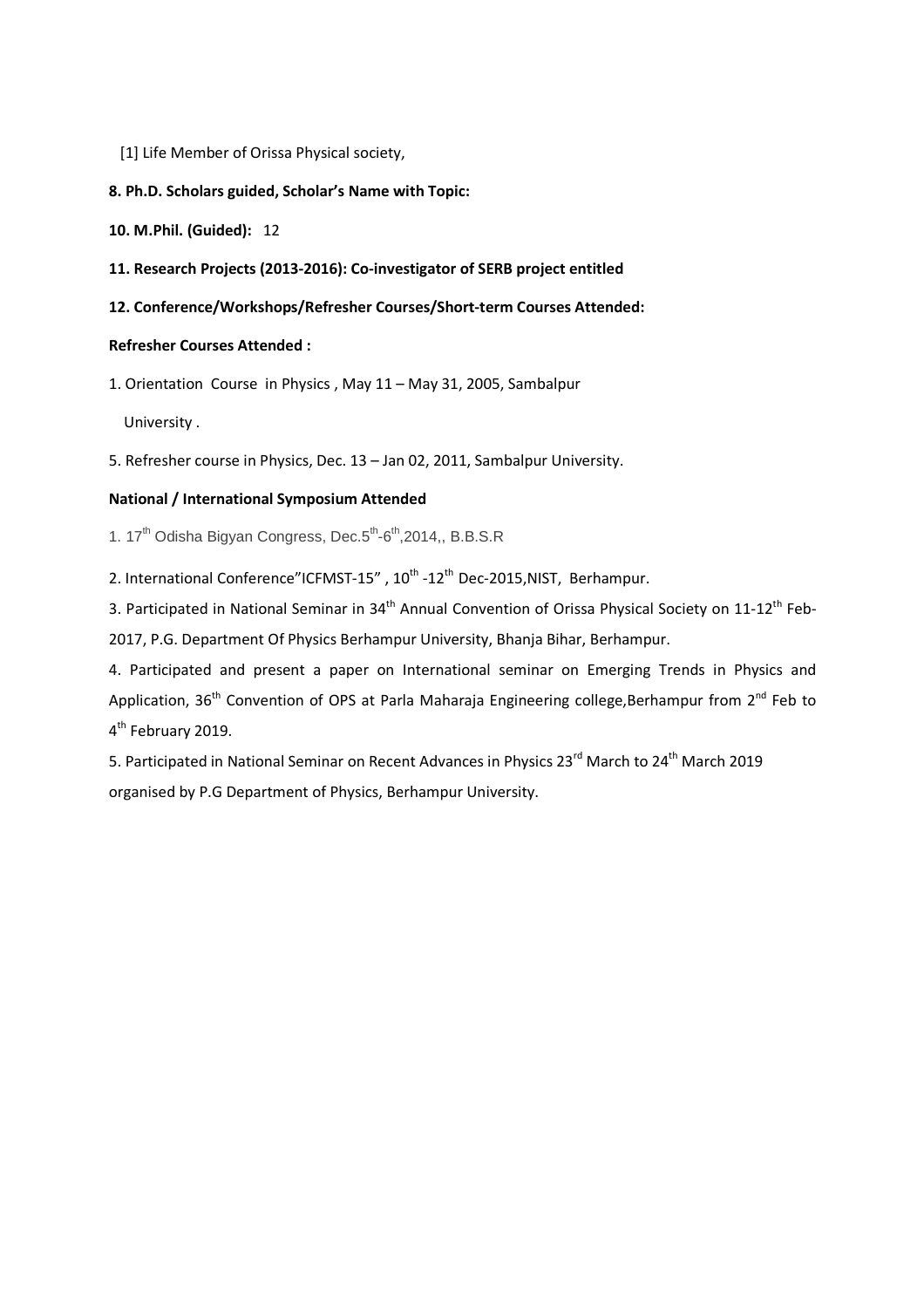[1] Life Member of Orissa Physical society,

**8. Ph.D. Scholars guided, Scholar's Name with Topic:**

**10. M.Phil. (Guided):** 12

**11. Research Projects (2013-2016): Co-investigator of SERB project entitled**

**12. Conference/Workshops/Refresher Courses/Short-term Courses Attended:**

**Refresher Courses Attended :**

1. Orientation Course in Physics , May 11 – May 31, 2005, Sambalpur University .

5. Refresher course in Physics, Dec. 13 – Jan 02, 2011, Sambalpur University.

**National / International Symposium Attended**

1. 17th Odisha Bigyan Congress, Dec.5th-6th,2014,, B.B.S.R

2. International Conference"ICFMST-15" , 10th -12th Dec-2015,NIST, Berhampur.

3. Participated in National Seminar in 34th Annual Convention of Orissa Physical Society on 11-12th Feb-2017, P.G. Department Of Physics Berhampur University, Bhanja Bihar, Berhampur.

4. Participated and present a paper on International seminar on Emerging Trends in Physics and Application, 36th Convention of OPS at Parla Maharaja Engineering college,Berhampur from 2nd Feb to 4th February 2019.

5. Participated in National Seminar on Recent Advances in Physics 23rd March to 24th March 2019 organised by P.G Department of Physics, Berhampur University.